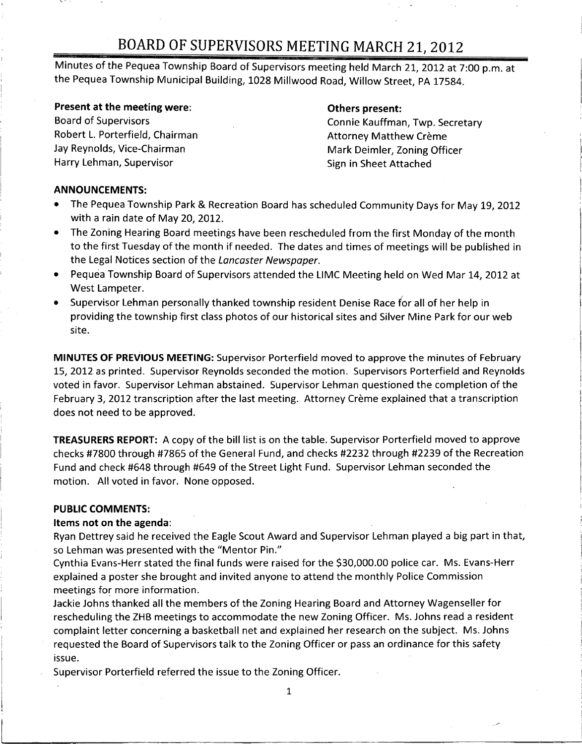# BOARD OF SUPERVISORS MEETING MARCH 21, 2012

Minutes of the Pequea Township Board of Supervisors meeting held March 21, 2012 at 7:00 p.m. at the Pequea Township Municipal Building, 1028 Millwood Road, Willow Street, PA 17584.

**Present at the meeting were:**
Board of Supervisors
Robert L. Porterfield, Chairman
Jay Reynolds, Vice-Chairman
Harry Lehman, Supervisor

**Others present:**
Connie Kauffman, Twp. Secretary
Attorney Matthew Crème
Mark Deimler, Zoning Officer
Sign in Sheet Attached

**ANNOUNCEMENTS:**

- The Pequea Township Park & Recreation Board has scheduled Community Days for May 19, 2012 with a rain date of May 20, 2012.
- The Zoning Hearing Board meetings have been rescheduled from the first Monday of the month to the first Tuesday of the month if needed. The dates and times of meetings will be published in the Legal Notices section of the *Lancaster Newspaper*.
- Pequea Township Board of Supervisors attended the LIMC Meeting held on Wed Mar 14, 2012 at West Lampeter.
- Supervisor Lehman personally thanked township resident Denise Race for all of her help in providing the township first class photos of our historical sites and Silver Mine Park for our web site.

**MINUTES OF PREVIOUS MEETING:** Supervisor Porterfield moved to approve the minutes of February 15, 2012 as printed. Supervisor Reynolds seconded the motion. Supervisors Porterfield and Reynolds voted in favor. Supervisor Lehman abstained. Supervisor Lehman questioned the completion of the February 3, 2012 transcription after the last meeting. Attorney Crème explained that a transcription does not need to be approved.

**TREASURERS REPORT:** A copy of the bill list is on the table. Supervisor Porterfield moved to approve checks #7800 through #7865 of the General Fund, and checks #2232 through #2239 of the Recreation Fund and check #648 through #649 of the Street Light Fund. Supervisor Lehman seconded the motion. All voted in favor. None opposed.

**PUBLIC COMMENTS:**

**Items not on the agenda:**

Ryan Dettrey said he received the Eagle Scout Award and Supervisor Lehman played a big part in that, so Lehman was presented with the "Mentor Pin."

Cynthia Evans-Herr stated the final funds were raised for the $30,000.00 police car. Ms. Evans-Herr explained a poster she brought and invited anyone to attend the monthly Police Commission meetings for more information.

Jackie Johns thanked all the members of the Zoning Hearing Board and Attorney Wagenseller for rescheduling the ZHB meetings to accommodate the new Zoning Officer. Ms. Johns read a resident complaint letter concerning a basketball net and explained her research on the subject. Ms. Johns requested the Board of Supervisors talk to the Zoning Officer or pass an ordinance for this safety issue.

Supervisor Porterfield referred the issue to the Zoning Officer.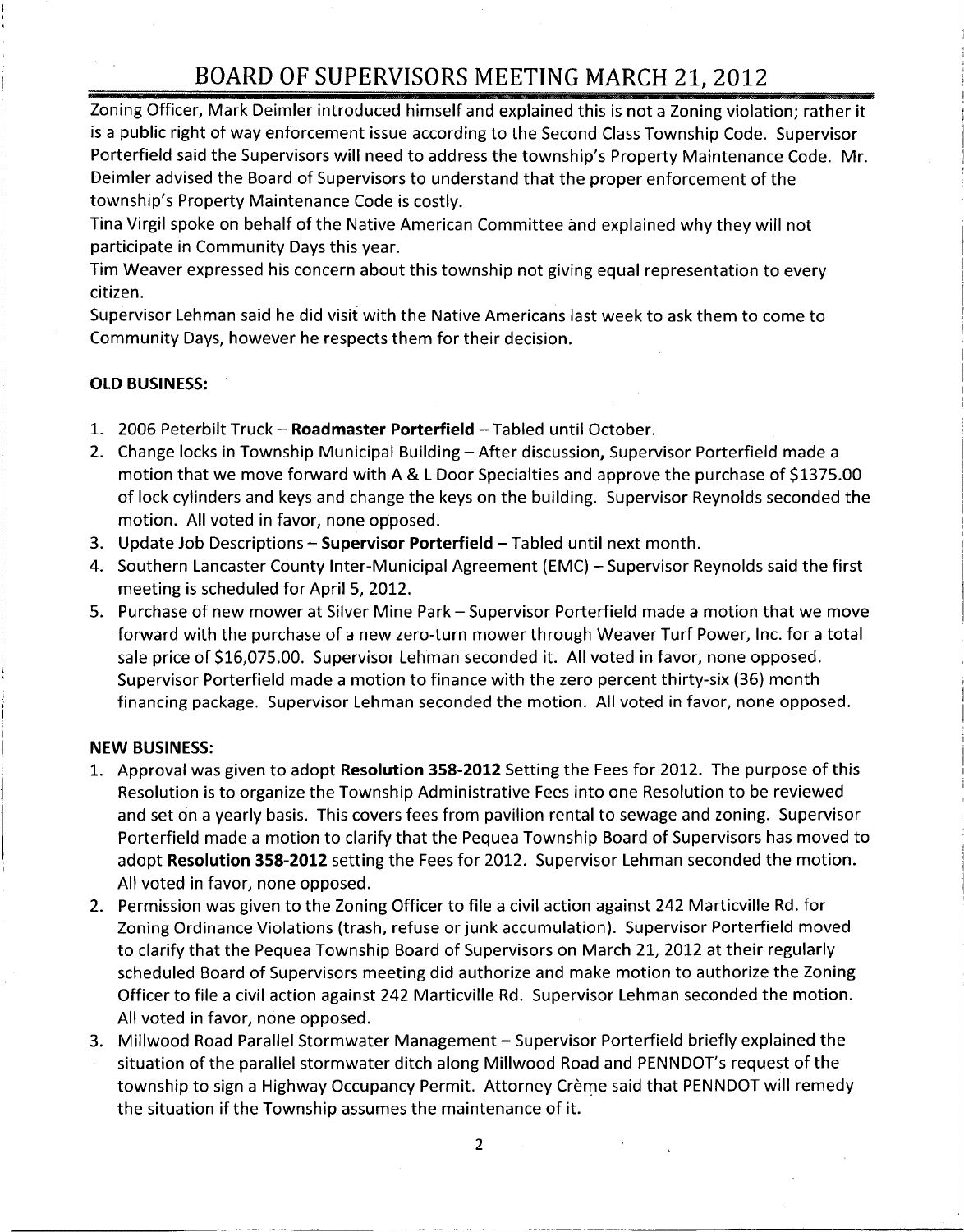# BOARD OF SUPERVISORS MEETING MARCH 21, 2012

Zoning Officer, Mark Deimler introduced himself and explained this is not a Zoning violation; rather it is a public right of way enforcement issue according to the Second Class Township Code. Supervisor Porterfield said the Supervisors will need to address the township's Property Maintenance Code. Mr. Deimler advised the Board of Supervisors to understand that the proper enforcement of the township's Property Maintenance Code is costly.

Tina Virgil spoke on behalf of the Native American Committee and explained why they will not participate in Community Days this year.

Tim Weaver expressed his concern about this township not giving equal representation to every citizen.

Supervisor Lehman said he did visit with the Native Americans last week to ask them to come to Community Days, however he respects them for their decision.

**OLD BUSINESS:**

1. 2006 Peterbilt Truck – **Roadmaster Porterfield** – Tabled until October.
2. Change locks in Township Municipal Building – After discussion, Supervisor Porterfield made a motion that we move forward with A & L Door Specialties and approve the purchase of $1375.00 of lock cylinders and keys and change the keys on the building. Supervisor Reynolds seconded the motion. All voted in favor, none opposed.
3. Update Job Descriptions – **Supervisor Porterfield** – Tabled until next month.
4. Southern Lancaster County Inter-Municipal Agreement (EMC) – Supervisor Reynolds said the first meeting is scheduled for April 5, 2012.
5. Purchase of new mower at Silver Mine Park – Supervisor Porterfield made a motion that we move forward with the purchase of a new zero-turn mower through Weaver Turf Power, Inc. for a total sale price of $16,075.00. Supervisor Lehman seconded it. All voted in favor, none opposed. Supervisor Porterfield made a motion to finance with the zero percent thirty-six (36) month financing package. Supervisor Lehman seconded the motion. All voted in favor, none opposed.

**NEW BUSINESS:**

1. Approval was given to adopt **Resolution 358-2012** Setting the Fees for 2012. The purpose of this Resolution is to organize the Township Administrative Fees into one Resolution to be reviewed and set on a yearly basis. This covers fees from pavilion rental to sewage and zoning. Supervisor Porterfield made a motion to clarify that the Pequea Township Board of Supervisors has moved to adopt **Resolution 358-2012** setting the Fees for 2012. Supervisor Lehman seconded the motion. All voted in favor, none opposed.
2. Permission was given to the Zoning Officer to file a civil action against 242 Marticville Rd. for Zoning Ordinance Violations (trash, refuse or junk accumulation). Supervisor Porterfield moved to clarify that the Pequea Township Board of Supervisors on March 21, 2012 at their regularly scheduled Board of Supervisors meeting did authorize and make motion to authorize the Zoning Officer to file a civil action against 242 Marticville Rd. Supervisor Lehman seconded the motion. All voted in favor, none opposed.
3. Millwood Road Parallel Stormwater Management – Supervisor Porterfield briefly explained the situation of the parallel stormwater ditch along Millwood Road and PENNDOT's request of the township to sign a Highway Occupancy Permit. Attorney Crème said that PENNDOT will remedy the situation if the Township assumes the maintenance of it.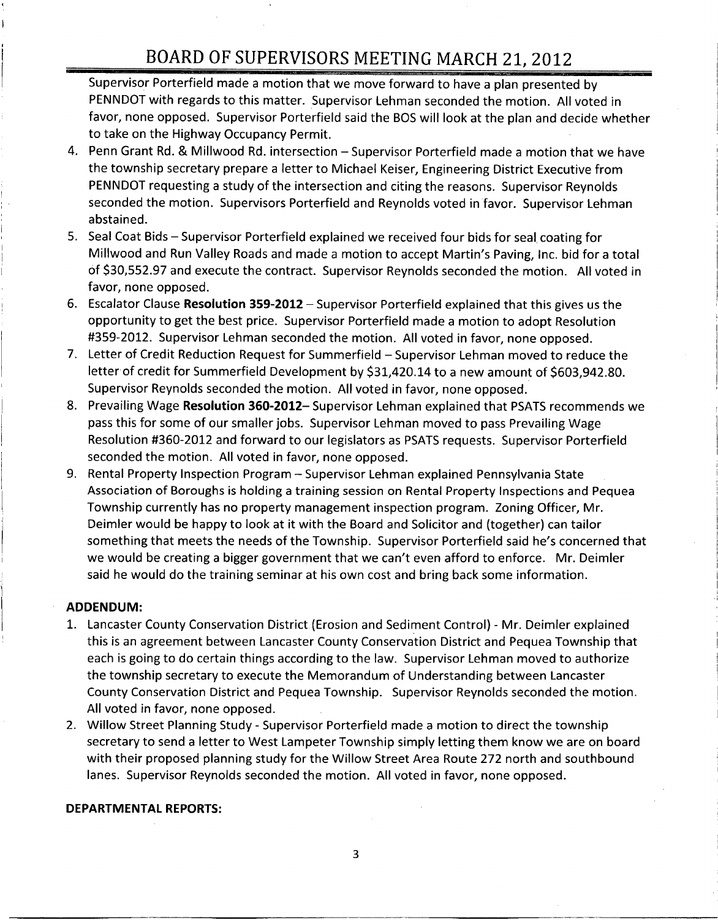Supervisor Porterfield made a motion that we move forward to have a plan presented by PENNDOT with regards to this matter. Supervisor Lehman seconded the motion. All voted in favor, none opposed. Supervisor Porterfield said the BOS will look at the plan and decide whether to take on the Highway Occupancy Permit.

4. Penn Grant Rd. & Millwood Rd. intersection – Supervisor Porterfield made a motion that we have the township secretary prepare a letter to Michael Keiser, Engineering District Executive from PENNDOT requesting a study of the intersection and citing the reasons. Supervisor Reynolds seconded the motion. Supervisors Porterfield and Reynolds voted in favor. Supervisor Lehman abstained.
5. Seal Coat Bids – Supervisor Porterfield explained we received four bids for seal coating for Millwood and Run Valley Roads and made a motion to accept Martin's Paving, Inc. bid for a total of $30,552.97 and execute the contract. Supervisor Reynolds seconded the motion. All voted in favor, none opposed.
6. Escalator Clause **Resolution 359-2012** – Supervisor Porterfield explained that this gives us the opportunity to get the best price. Supervisor Porterfield made a motion to adopt Resolution #359-2012. Supervisor Lehman seconded the motion. All voted in favor, none opposed.
7. Letter of Credit Reduction Request for Summerfield – Supervisor Lehman moved to reduce the letter of credit for Summerfield Development by $31,420.14 to a new amount of $603,942.80. Supervisor Reynolds seconded the motion. All voted in favor, none opposed.
8. Prevailing Wage **Resolution 360-2012**– Supervisor Lehman explained that PSATS recommends we pass this for some of our smaller jobs. Supervisor Lehman moved to pass Prevailing Wage Resolution #360-2012 and forward to our legislators as PSATS requests. Supervisor Porterfield seconded the motion. All voted in favor, none opposed.
9. Rental Property Inspection Program – Supervisor Lehman explained Pennsylvania State Association of Boroughs is holding a training session on Rental Property Inspections and Pequea Township currently has no property management inspection program. Zoning Officer, Mr. Deimler would be happy to look at it with the Board and Solicitor and (together) can tailor something that meets the needs of the Township. Supervisor Porterfield said he's concerned that we would be creating a bigger government that we can't even afford to enforce. Mr. Deimler said he would do the training seminar at his own cost and bring back some information.

**ADDENDUM:**

1. Lancaster County Conservation District (Erosion and Sediment Control) - Mr. Deimler explained this is an agreement between Lancaster County Conservation District and Pequea Township that each is going to do certain things according to the law. Supervisor Lehman moved to authorize the township secretary to execute the Memorandum of Understanding between Lancaster County Conservation District and Pequea Township. Supervisor Reynolds seconded the motion. All voted in favor, none opposed.
2. Willow Street Planning Study - Supervisor Porterfield made a motion to direct the township secretary to send a letter to West Lampeter Township simply letting them know we are on board with their proposed planning study for the Willow Street Area Route 272 north and southbound lanes. Supervisor Reynolds seconded the motion. All voted in favor, none opposed.

**DEPARTMENTAL REPORTS:**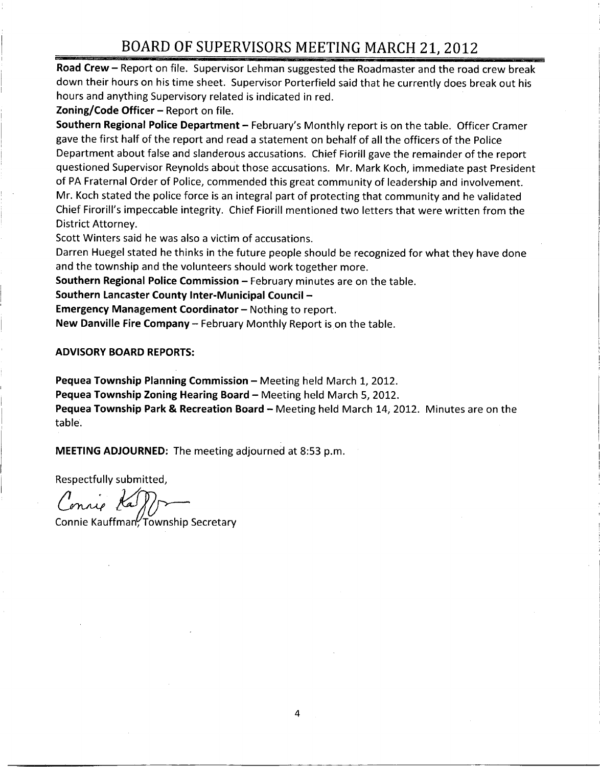# BOARD OF SUPERVISORS MEETING MARCH 21, 2012

**Road Crew** – Report on file. Supervisor Lehman suggested the Roadmaster and the road crew break down their hours on his time sheet. Supervisor Porterfield said that he currently does break out his hours and anything Supervisory related is indicated in red.

**Zoning/Code Officer** – Report on file.

**Southern Regional Police Department** – February's Monthly report is on the table. Officer Cramer gave the first half of the report and read a statement on behalf of all the officers of the Police Department about false and slanderous accusations. Chief Fiorill gave the remainder of the report questioned Supervisor Reynolds about those accusations. Mr. Mark Koch, immediate past President of PA Fraternal Order of Police, commended this great community of leadership and involvement. Mr. Koch stated the police force is an integral part of protecting that community and he validated Chief Firorill's impeccable integrity. Chief Fiorill mentioned two letters that were written from the District Attorney.

Scott Winters said he was also a victim of accusations.

Darren Huegel stated he thinks in the future people should be recognized for what they have done and the township and the volunteers should work together more.

**Southern Regional Police Commission** – February minutes are on the table.

**Southern Lancaster County Inter-Municipal Council** –

**Emergency Management Coordinator** – Nothing to report.

**New Danville Fire Company** – February Monthly Report is on the table.

**ADVISORY BOARD REPORTS:**

**Pequea Township Planning Commission** – Meeting held March 1, 2012.

**Pequea Township Zoning Hearing Board** – Meeting held March 5, 2012.

**Pequea Township Park & Recreation Board** – Meeting held March 14, 2012. Minutes are on the table.

**MEETING ADJOURNED:** The meeting adjourned at 8:53 p.m.

Respectfully submitted,

Connie Kauffman

Connie Kauffman, Township Secretary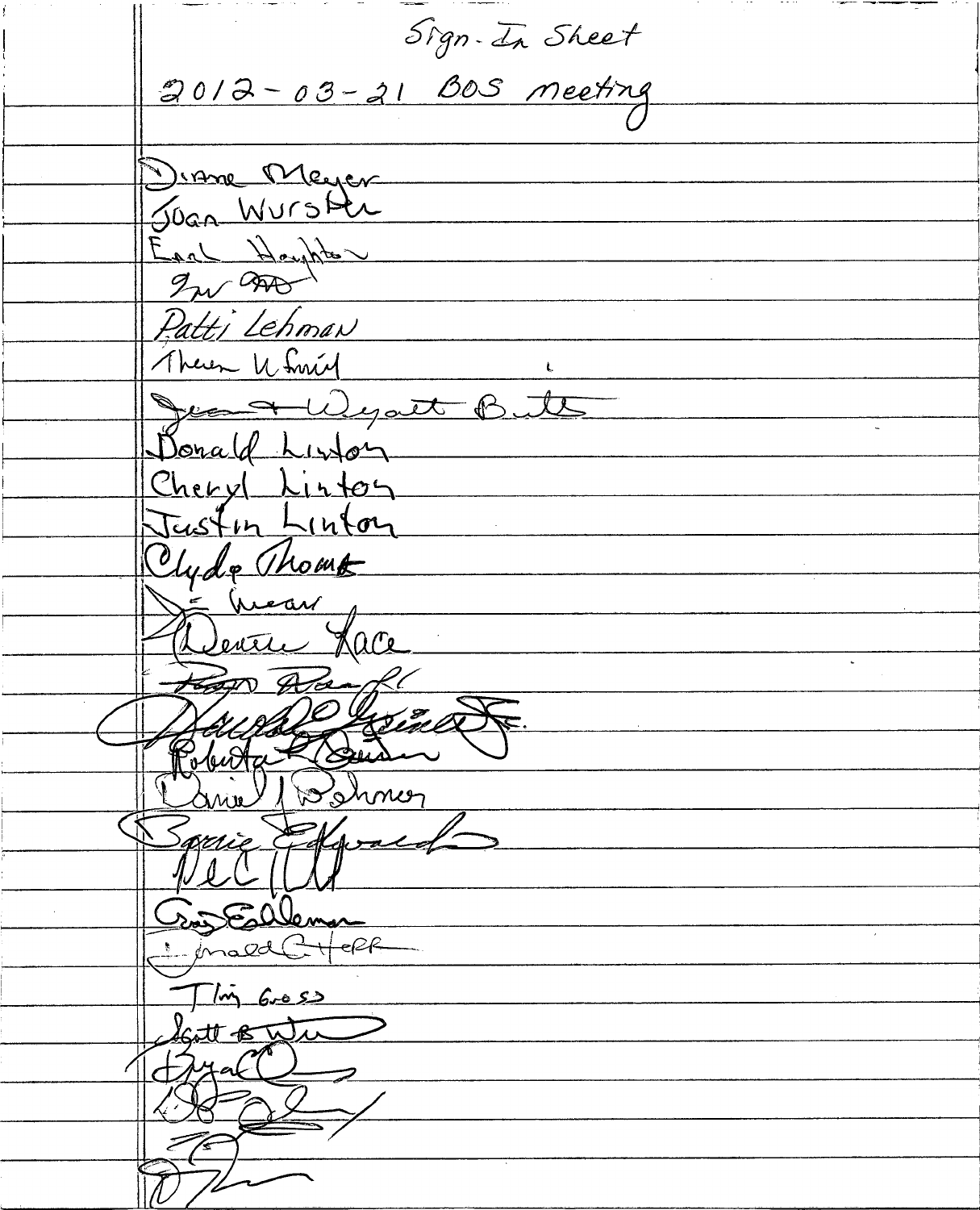Sign-In Sheet

2012-03-21 BOS meeting

Diane Meyer
Joan Wurster
Earl Houghton
Patti Lehman
Jean + Wyatt Butts
Donald Linton
Cheryl Linton
Justin Linton
Clyde Thomas
Dennis Race
Roberta
Daniel Wehmer
Barrie Edwards
Greg Elleman
Donald C Herr
Tim Gross
Scott B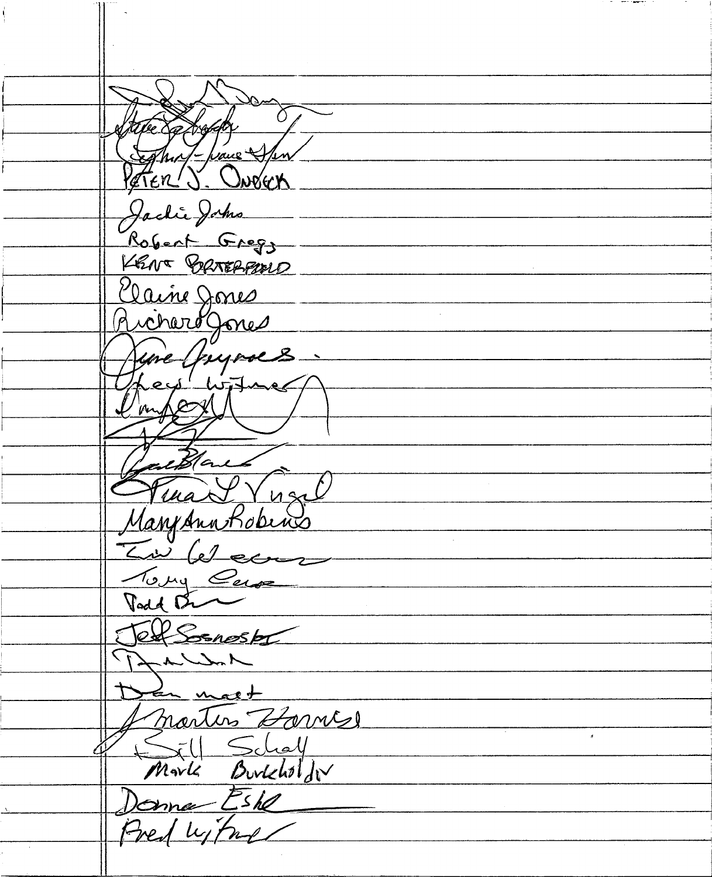Steve Schaeffer

Stephen-Jane Han

Peter J. Onderk

Jackie Johns

Robert Gregg

Kent Porterfield

Elaine Jones

Richard Jones

June Gaynes

Fred Witmer

Tina L Virgil

MaryAnn Robins

Tony Ceno

Todd D

Jeff Sosnoski

Dan Moet

J Martin Harnish

Bill Schaly

Mark Burkholder

Donna Eshe

Fred Witmer